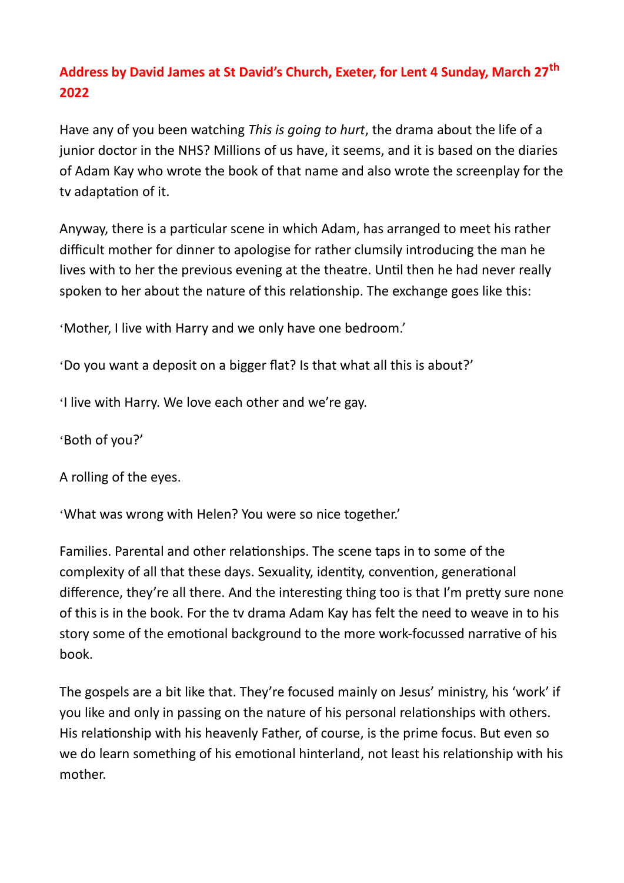# Address by David James at St David's Church, Exeter, for Lent 4 Sunday, March 27th 2022

Have any of you been watching *This is going to hurt*, the drama about the life of a junior doctor in the NHS? Millions of us have, it seems, and it is based on the diaries of Adam Kay who wrote the book of that name and also wrote the screenplay for the tv adaptation of it.

Anyway, there is a particular scene in which Adam, has arranged to meet his rather difficult mother for dinner to apologise for rather clumsily introducing the man he lives with to her the previous evening at the theatre. Until then he had never really spoken to her about the nature of this relationship. The exchange goes like this:

'Mother, I live with Harry and we only have one bedroom.'

'Do you want a deposit on a bigger flat? Is that what all this is about?'

'I live with Harry. We love each other and we're gay.

'Both of you?'

A rolling of the eyes.

'What was wrong with Helen? You were so nice together.'

Families. Parental and other relationships. The scene taps in to some of the complexity of all that these days. Sexuality, identity, convention, generational difference, they're all there. And the interesting thing too is that I'm pretty sure none of this is in the book. For the tv drama Adam Kay has felt the need to weave in to his story some of the emotional background to the more work-focussed narrative of his book.

The gospels are a bit like that. They're focused mainly on Jesus' ministry, his 'work' if you like and only in passing on the nature of his personal relationships with others. His relationship with his heavenly Father, of course, is the prime focus. But even so we do learn something of his emotional hinterland, not least his relationship with his mother.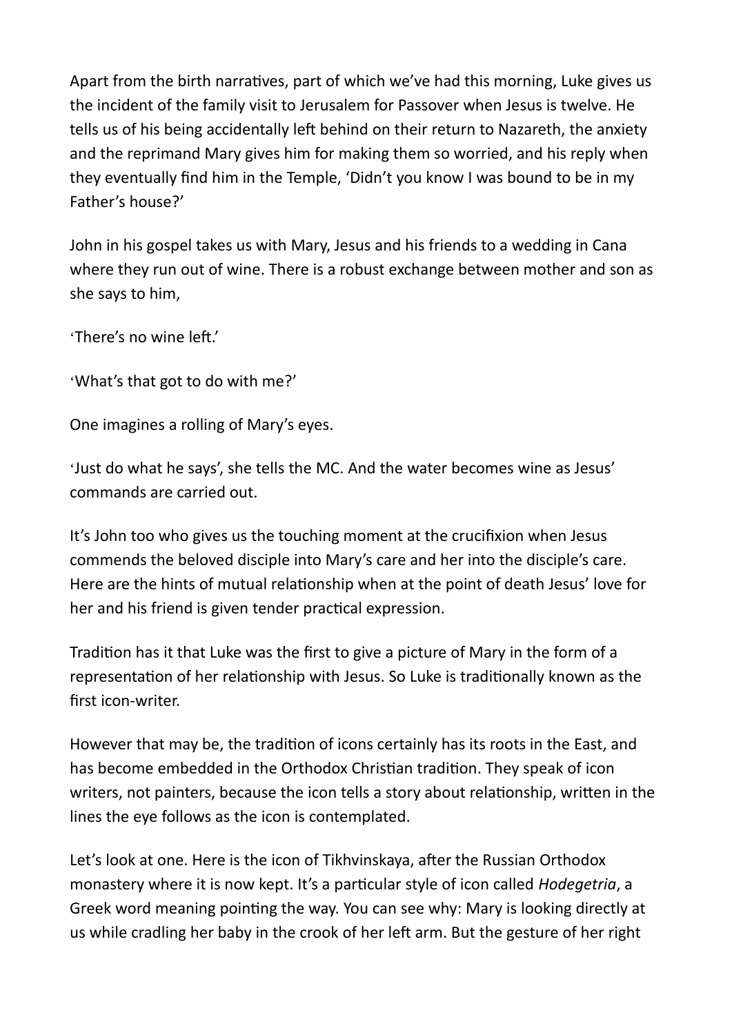Apart from the birth narratives, part of which we've had this morning, Luke gives us the incident of the family visit to Jerusalem for Passover when Jesus is twelve. He tells us of his being accidentally left behind on their return to Nazareth, the anxiety and the reprimand Mary gives him for making them so worried, and his reply when they eventually find him in the Temple, 'Didn't you know I was bound to be in my Father's house?'

John in his gospel takes us with Mary, Jesus and his friends to a wedding in Cana where they run out of wine. There is a robust exchange between mother and son as she says to him,

'There's no wine left.'

'What's that got to do with me?'

One imagines a rolling of Mary's eyes.

'Just do what he says', she tells the MC. And the water becomes wine as Jesus' commands are carried out.

It's John too who gives us the touching moment at the crucifixion when Jesus commends the beloved disciple into Mary's care and her into the disciple's care. Here are the hints of mutual relationship when at the point of death Jesus' love for her and his friend is given tender practical expression.

Tradition has it that Luke was the first to give a picture of Mary in the form of a representation of her relationship with Jesus. So Luke is traditionally known as the first icon-writer.

However that may be, the tradition of icons certainly has its roots in the East, and has become embedded in the Orthodox Christian tradition. They speak of icon writers, not painters, because the icon tells a story about relationship, written in the lines the eye follows as the icon is contemplated.

Let's look at one. Here is the icon of Tikhvinskaya, after the Russian Orthodox monastery where it is now kept. It's a particular style of icon called *Hodegetria*, a Greek word meaning pointing the way. You can see why: Mary is looking directly at us while cradling her baby in the crook of her left arm. But the gesture of her right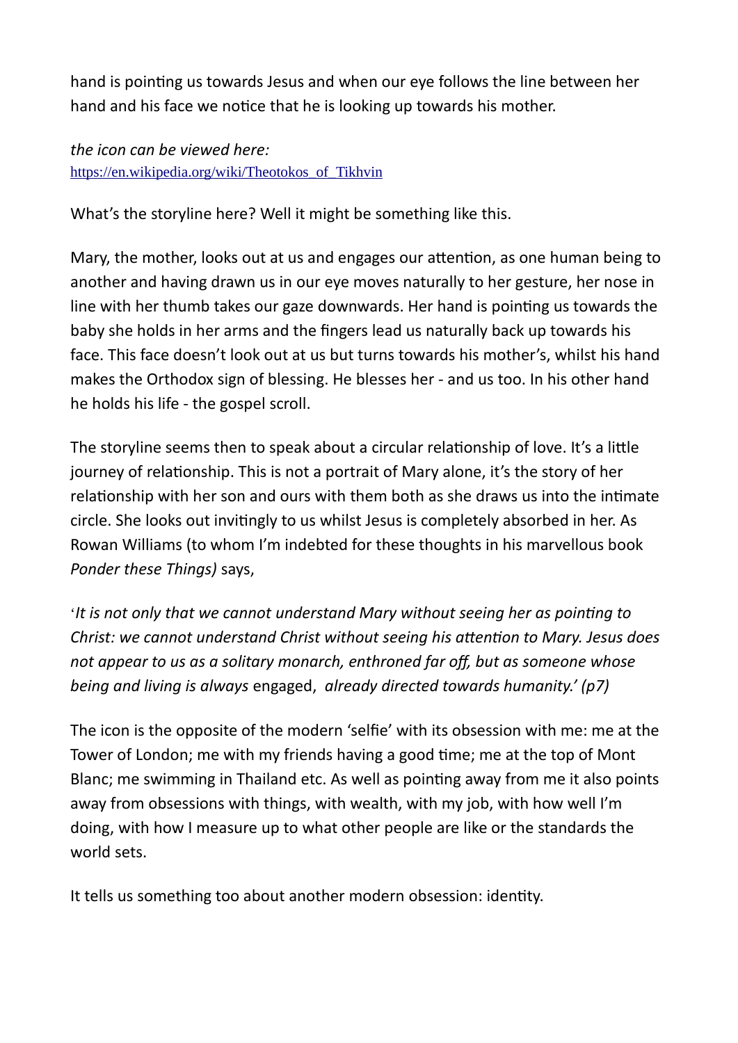hand is pointing us towards Jesus and when our eye follows the line between her hand and his face we notice that he is looking up towards his mother.

*the icon can be viewed here:*
https://en.wikipedia.org/wiki/Theotokos_of_Tikhvin

What's the storyline here? Well it might be something like this.

Mary, the mother, looks out at us and engages our attention, as one human being to another and having drawn us in our eye moves naturally to her gesture, her nose in line with her thumb takes our gaze downwards. Her hand is pointing us towards the baby she holds in her arms and the fingers lead us naturally back up towards his face. This face doesn't look out at us but turns towards his mother's, whilst his hand makes the Orthodox sign of blessing. He blesses her - and us too. In his other hand he holds his life - the gospel scroll.

The storyline seems then to speak about a circular relationship of love. It's a little journey of relationship. This is not a portrait of Mary alone, it's the story of her relationship with her son and ours with them both as she draws us into the intimate circle. She looks out invitingly to us whilst Jesus is completely absorbed in her. As Rowan Williams (to whom I'm indebted for these thoughts in his marvellous book *Ponder these Things)* says,

'*It is not only that we cannot understand Mary without seeing her as pointing to Christ: we cannot understand Christ without seeing his attention to Mary. Jesus does not appear to us as a solitary monarch, enthroned far off, but as someone whose being and living is always* engaged, *already directed towards humanity.' (p7)*

The icon is the opposite of the modern 'selfie' with its obsession with me: me at the Tower of London; me with my friends having a good time; me at the top of Mont Blanc; me swimming in Thailand etc. As well as pointing away from me it also points away from obsessions with things, with wealth, with my job, with how well I'm doing, with how I measure up to what other people are like or the standards the world sets.

It tells us something too about another modern obsession: identity.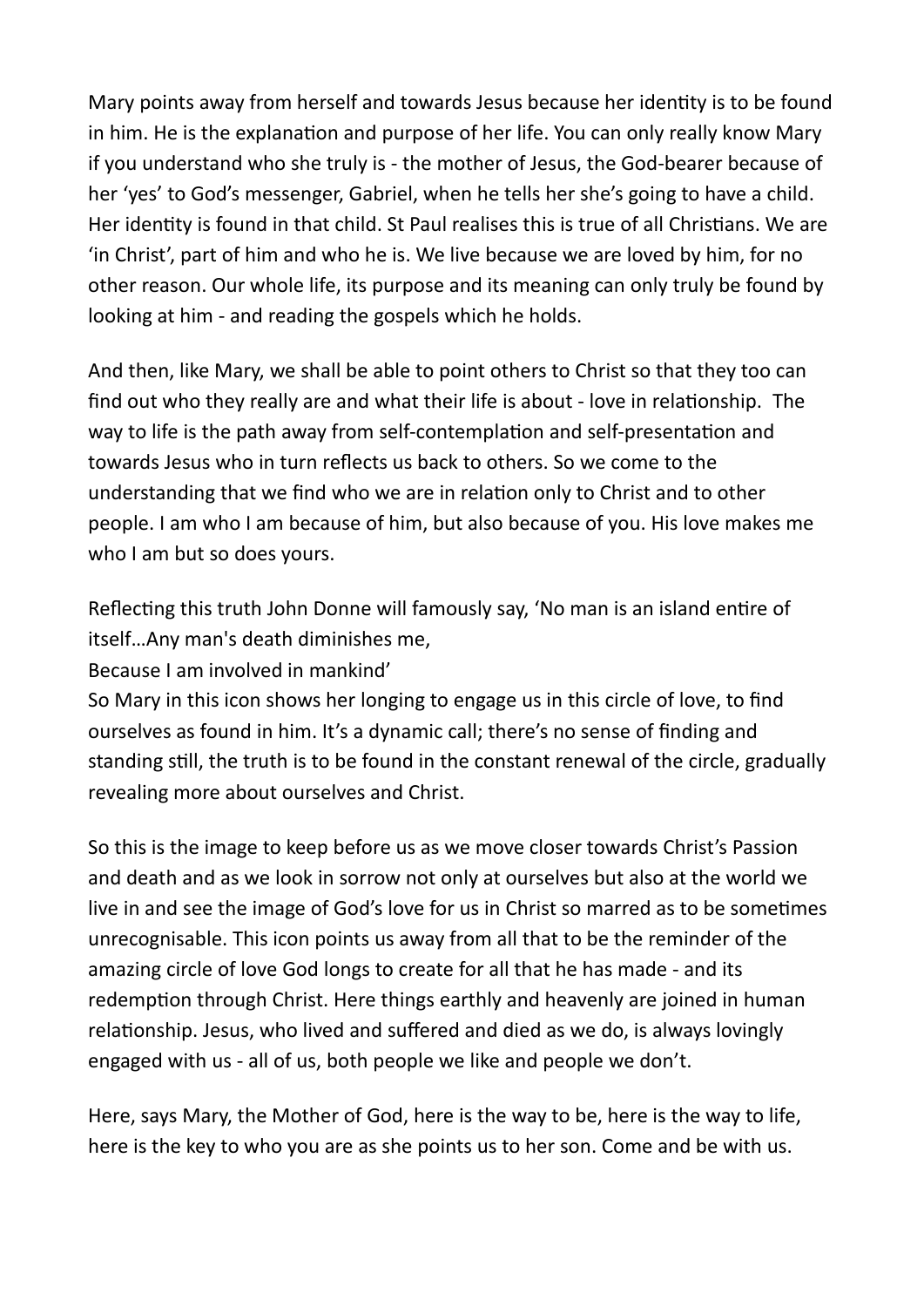Mary points away from herself and towards Jesus because her identity is to be found in him. He is the explanation and purpose of her life. You can only really know Mary if you understand who she truly is - the mother of Jesus, the God-bearer because of her 'yes' to God's messenger, Gabriel, when he tells her she's going to have a child. Her identity is found in that child. St Paul realises this is true of all Christians. We are 'in Christ', part of him and who he is. We live because we are loved by him, for no other reason. Our whole life, its purpose and its meaning can only truly be found by looking at him - and reading the gospels which he holds.

And then, like Mary, we shall be able to point others to Christ so that they too can find out who they really are and what their life is about - love in relationship. The way to life is the path away from self-contemplation and self-presentation and towards Jesus who in turn reflects us back to others. So we come to the understanding that we find who we are in relation only to Christ and to other people. I am who I am because of him, but also because of you. His love makes me who I am but so does yours.

Reflecting this truth John Donne will famously say, 'No man is an island entire of itself…Any man's death diminishes me,
Because I am involved in mankind'
So Mary in this icon shows her longing to engage us in this circle of love, to find ourselves as found in him. It's a dynamic call; there's no sense of finding and standing still, the truth is to be found in the constant renewal of the circle, gradually revealing more about ourselves and Christ.

So this is the image to keep before us as we move closer towards Christ's Passion and death and as we look in sorrow not only at ourselves but also at the world we live in and see the image of God's love for us in Christ so marred as to be sometimes unrecognisable. This icon points us away from all that to be the reminder of the amazing circle of love God longs to create for all that he has made - and its redemption through Christ. Here things earthly and heavenly are joined in human relationship. Jesus, who lived and suffered and died as we do, is always lovingly engaged with us - all of us, both people we like and people we don't.

Here, says Mary, the Mother of God, here is the way to be, here is the way to life, here is the key to who you are as she points us to her son. Come and be with us.